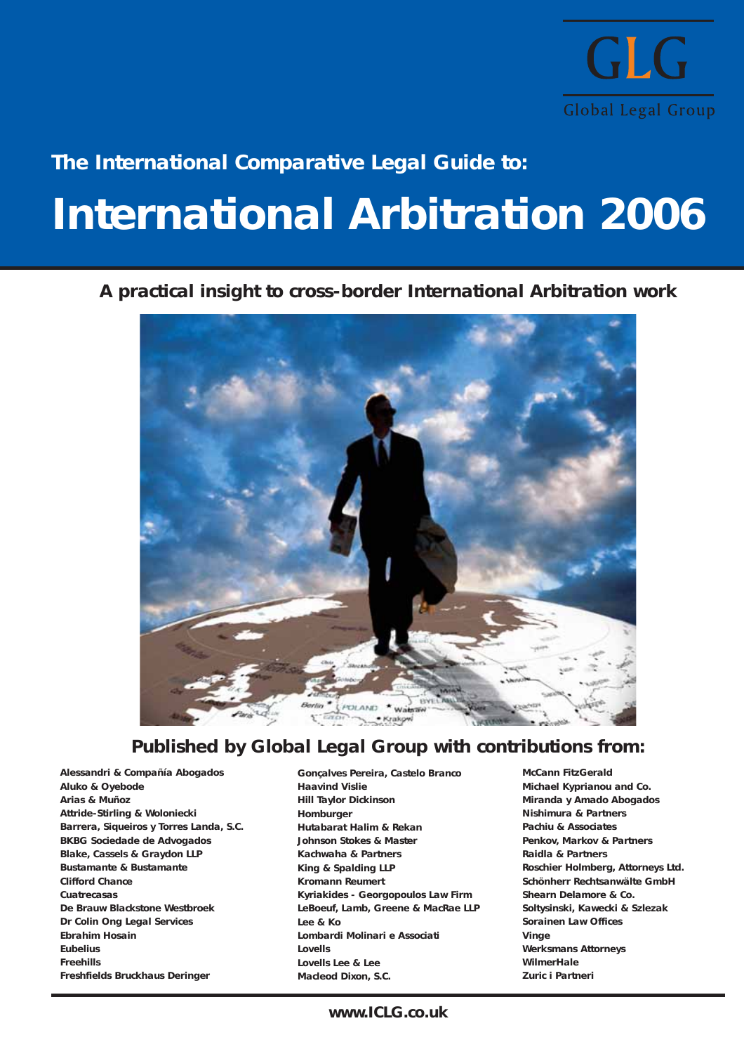GLG

Global Legal Group

The International Comparative Legal Guide to:

# International Arbitration 2006

## A practical insight to cross-border International Arbitration work

## Published by Global Legal Group with contributions from:

Alessandri & Compañía Abogados
Aluko & Oyebode
Arias & Muñoz
Attride-Stirling & Woloniecki
Barrera, Siqueiros y Torres Landa, S.C.
BKBG Sociedade de Advogados
Blake, Cassels & Graydon LLP
Bustamante & Bustamante
Clifford Chance
Cuatrecasas
De Brauw Blackstone Westbroek
Dr Colin Ong Legal Services
Ebrahim Hosain
Eubelius
Freehills
Freshfields Bruckhaus Deringer
Gonçalves Pereira, Castelo Branco
Haavind Vislie
Hill Taylor Dickinson
Homburger
Hutabarat Halim & Rekan
Johnson Stokes & Master
Kachwaha & Partners
King & Spalding LLP
Kromann Reumert
Kyriakides - Georgopoulos Law Firm
LeBoeuf, Lamb, Greene & MacRae LLP
Lee & Ko
Lombardi Molinari e Associati
Lovells
Lovells Lee & Lee
Macleod Dixon, S.C.
McCann FitzGerald
Michael Kyprianou and Co.
Miranda y Amado Abogados
Nishimura & Partners
Pachiu & Associates
Penkov, Markov & Partners
Raidla & Partners
Roschier Holmberg, Attorneys Ltd.
Schönherr Rechtsanwälte GmbH
Shearn Delamore & Co.
Soltysinski, Kawecki & Szlezak
Sorainen Law Offices
Vinge
Werksmans Attorneys
WilmerHale
Zuric i Partneri

www.ICLG.co.uk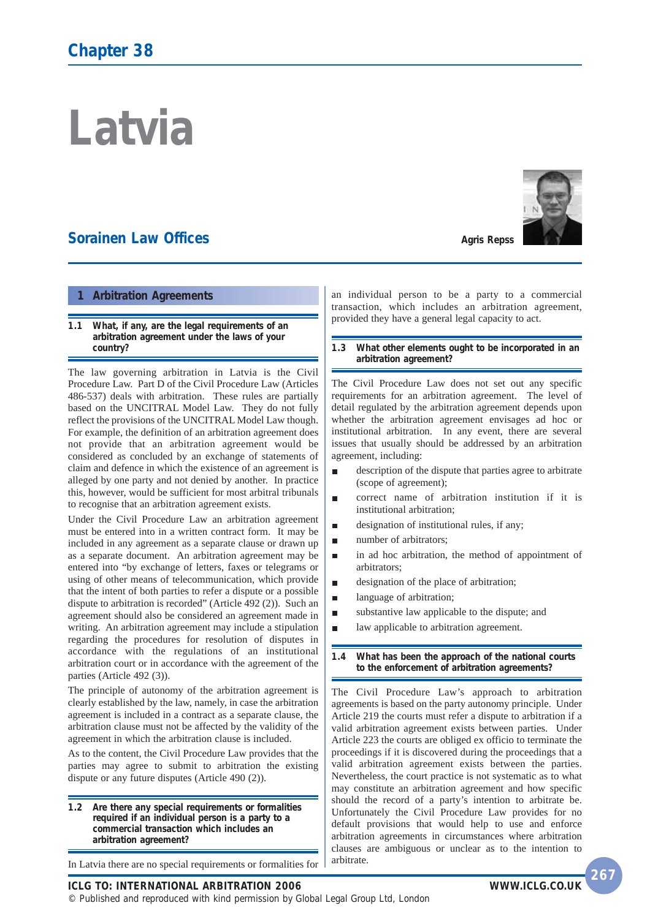## Chapter 38

# Latvia

**Sorainen Law Offices**

**Agris Repss**

## 1 Arbitration Agreements

### 1.1 What, if any, are the legal requirements of an arbitration agreement under the laws of your country?

The law governing arbitration in Latvia is the Civil Procedure Law. Part D of the Civil Procedure Law (Articles 486-537) deals with arbitration. These rules are partially based on the UNCITRAL Model Law. They do not fully reflect the provisions of the UNCITRAL Model Law though. For example, the definition of an arbitration agreement does not provide that an arbitration agreement would be considered as concluded by an exchange of statements of claim and defence in which the existence of an agreement is alleged by one party and not denied by another. In practice this, however, would be sufficient for most arbitral tribunals to recognise that an arbitration agreement exists.

Under the Civil Procedure Law an arbitration agreement must be entered into in a written contract form. It may be included in any agreement as a separate clause or drawn up as a separate document. An arbitration agreement may be entered into "by exchange of letters, faxes or telegrams or using of other means of telecommunication, which provide that the intent of both parties to refer a dispute or a possible dispute to arbitration is recorded" (Article 492 (2)). Such an agreement should also be considered an agreement made in writing. An arbitration agreement may include a stipulation regarding the procedures for resolution of disputes in accordance with the regulations of an institutional arbitration court or in accordance with the agreement of the parties (Article 492 (3)).

The principle of autonomy of the arbitration agreement is clearly established by the law, namely, in case the arbitration agreement is included in a contract as a separate clause, the arbitration clause must not be affected by the validity of the agreement in which the arbitration clause is included.

As to the content, the Civil Procedure Law provides that the parties may agree to submit to arbitration the existing dispute or any future disputes (Article 490 (2)).

### 1.2 Are there any special requirements or formalities required if an individual person is a party to a commercial transaction which includes an arbitration agreement?

In Latvia there are no special requirements or formalities for an individual person to be a party to a commercial transaction, which includes an arbitration agreement, provided they have a general legal capacity to act.

### 1.3 What other elements ought to be incorporated in an arbitration agreement?

The Civil Procedure Law does not set out any specific requirements for an arbitration agreement. The level of detail regulated by the arbitration agreement depends upon whether the arbitration agreement envisages ad hoc or institutional arbitration. In any event, there are several issues that usually should be addressed by an arbitration agreement, including:

- description of the dispute that parties agree to arbitrate (scope of agreement);
- correct name of arbitration institution if it is institutional arbitration;
- designation of institutional rules, if any;
- number of arbitrators;
- in ad hoc arbitration, the method of appointment of arbitrators;
- designation of the place of arbitration;
- language of arbitration;
- substantive law applicable to the dispute; and
- law applicable to arbitration agreement.

### 1.4 What has been the approach of the national courts to the enforcement of arbitration agreements?

The Civil Procedure Law's approach to arbitration agreements is based on the party autonomy principle. Under Article 219 the courts must refer a dispute to arbitration if a valid arbitration agreement exists between parties. Under Article 223 the courts are obliged ex officio to terminate the proceedings if it is discovered during the proceedings that a valid arbitration agreement exists between the parties. Nevertheless, the court practice is not systematic as to what may constitute an arbitration agreement and how specific should the record of a party's intention to arbitrate be. Unfortunately the Civil Procedure Law provides for no default provisions that would help to use and enforce arbitration agreements in circumstances where arbitration clauses are ambiguous or unclear as to the intention to arbitrate.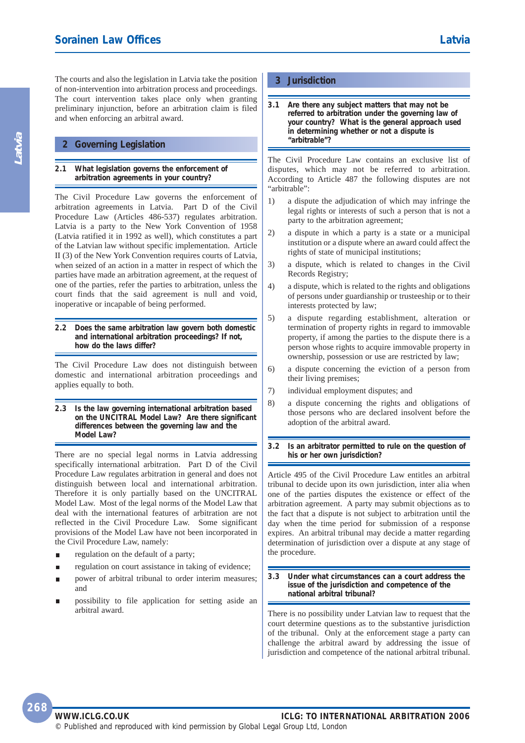The courts and also the legislation in Latvia take the position of non-intervention into arbitration process and proceedings. The court intervention takes place only when granting preliminary injunction, before an arbitration claim is filed and when enforcing an arbitral award.

## 2 Governing Legislation

### 2.1 What legislation governs the enforcement of arbitration agreements in your country?

The Civil Procedure Law governs the enforcement of arbitration agreements in Latvia. Part D of the Civil Procedure Law (Articles 486-537) regulates arbitration. Latvia is a party to the New York Convention of 1958 (Latvia ratified it in 1992 as well), which constitutes a part of the Latvian law without specific implementation. Article II (3) of the New York Convention requires courts of Latvia, when seized of an action in a matter in respect of which the parties have made an arbitration agreement, at the request of one of the parties, refer the parties to arbitration, unless the court finds that the said agreement is null and void, inoperative or incapable of being performed.

### 2.2 Does the same arbitration law govern both domestic and international arbitration proceedings? If not, how do the laws differ?

The Civil Procedure Law does not distinguish between domestic and international arbitration proceedings and applies equally to both.

### 2.3 Is the law governing international arbitration based on the UNCITRAL Model Law? Are there significant differences between the governing law and the Model Law?

There are no special legal norms in Latvia addressing specifically international arbitration. Part D of the Civil Procedure Law regulates arbitration in general and does not distinguish between local and international arbitration. Therefore it is only partially based on the UNCITRAL Model Law. Most of the legal norms of the Model Law that deal with the international features of arbitration are not reflected in the Civil Procedure Law. Some significant provisions of the Model Law have not been incorporated in the Civil Procedure Law, namely:

- regulation on the default of a party;
- regulation on court assistance in taking of evidence;
- power of arbitral tribunal to order interim measures; and
- possibility to file application for setting aside an arbitral award.

## 3 Jurisdiction

### 3.1 Are there any subject matters that may not be referred to arbitration under the governing law of your country? What is the general approach used in determining whether or not a dispute is "arbitrable"?

The Civil Procedure Law contains an exclusive list of disputes, which may not be referred to arbitration. According to Article 487 the following disputes are not "arbitrable":

1) a dispute the adjudication of which may infringe the legal rights or interests of such a person that is not a party to the arbitration agreement;
2) a dispute in which a party is a state or a municipal institution or a dispute where an award could affect the rights of state of municipal institutions;
3) a dispute, which is related to changes in the Civil Records Registry;
4) a dispute, which is related to the rights and obligations of persons under guardianship or trusteeship or to their interests protected by law;
5) a dispute regarding establishment, alteration or termination of property rights in regard to immovable property, if among the parties to the dispute there is a person whose rights to acquire immovable property in ownership, possession or use are restricted by law;
6) a dispute concerning the eviction of a person from their living premises;
7) individual employment disputes; and
8) a dispute concerning the rights and obligations of those persons who are declared insolvent before the adoption of the arbitral award.

### 3.2 Is an arbitrator permitted to rule on the question of his or her own jurisdiction?

Article 495 of the Civil Procedure Law entitles an arbitral tribunal to decide upon its own jurisdiction, inter alia when one of the parties disputes the existence or effect of the arbitration agreement. A party may submit objections as to the fact that a dispute is not subject to arbitration until the day when the time period for submission of a response expires. An arbitral tribunal may decide a matter regarding determination of jurisdiction over a dispute at any stage of the procedure.

### 3.3 Under what circumstances can a court address the issue of the jurisdiction and competence of the national arbitral tribunal?

There is no possibility under Latvian law to request that the court determine questions as to the substantive jurisdiction of the tribunal. Only at the enforcement stage a party can challenge the arbitral award by addressing the issue of jurisdiction and competence of the national arbitral tribunal.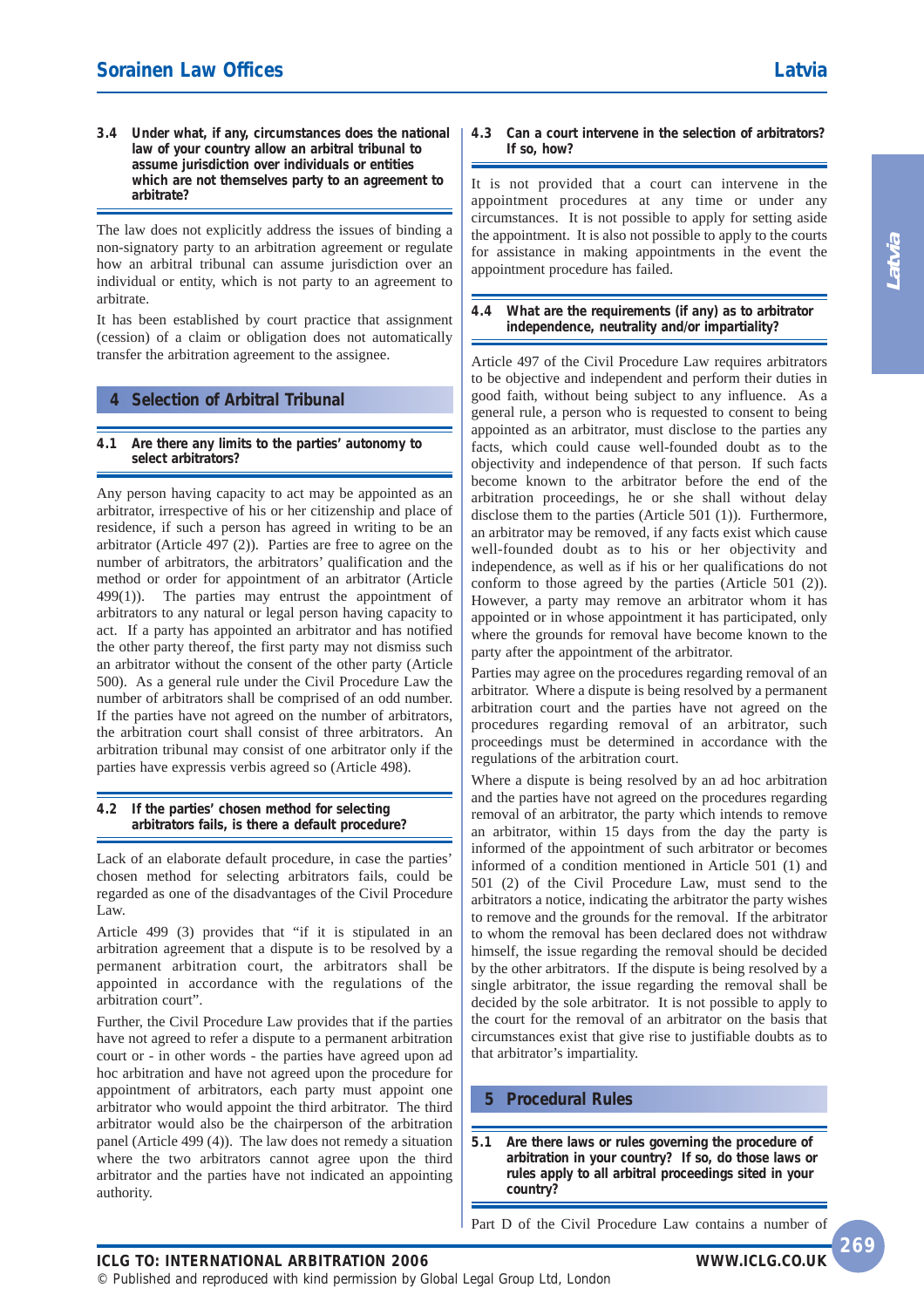### 3.4 Under what, if any, circumstances does the national law of your country allow an arbitral tribunal to assume jurisdiction over individuals or entities which are not themselves party to an agreement to arbitrate?

The law does not explicitly address the issues of binding a non-signatory party to an arbitration agreement or regulate how an arbitral tribunal can assume jurisdiction over an individual or entity, which is not party to an agreement to arbitrate.

It has been established by court practice that assignment (cession) of a claim or obligation does not automatically transfer the arbitration agreement to the assignee.

## 4 Selection of Arbitral Tribunal

### 4.1 Are there any limits to the parties' autonomy to select arbitrators?

Any person having capacity to act may be appointed as an arbitrator, irrespective of his or her citizenship and place of residence, if such a person has agreed in writing to be an arbitrator (Article 497 (2)). Parties are free to agree on the number of arbitrators, the arbitrators' qualification and the method or order for appointment of an arbitrator (Article 499(1)). The parties may entrust the appointment of arbitrators to any natural or legal person having capacity to act. If a party has appointed an arbitrator and has notified the other party thereof, the first party may not dismiss such an arbitrator without the consent of the other party (Article 500). As a general rule under the Civil Procedure Law the number of arbitrators shall be comprised of an odd number. If the parties have not agreed on the number of arbitrators, the arbitration court shall consist of three arbitrators. An arbitration tribunal may consist of one arbitrator only if the parties have expressis verbis agreed so (Article 498).

### 4.2 If the parties' chosen method for selecting arbitrators fails, is there a default procedure?

Lack of an elaborate default procedure, in case the parties' chosen method for selecting arbitrators fails, could be regarded as one of the disadvantages of the Civil Procedure Law.

Article 499 (3) provides that "if it is stipulated in an arbitration agreement that a dispute is to be resolved by a permanent arbitration court, the arbitrators shall be appointed in accordance with the regulations of the arbitration court".

Further, the Civil Procedure Law provides that if the parties have not agreed to refer a dispute to a permanent arbitration court or - in other words - the parties have agreed upon ad hoc arbitration and have not agreed upon the procedure for appointment of arbitrators, each party must appoint one arbitrator who would appoint the third arbitrator. The third arbitrator would also be the chairperson of the arbitration panel (Article 499 (4)). The law does not remedy a situation where the two arbitrators cannot agree upon the third arbitrator and the parties have not indicated an appointing authority.

### 4.3 Can a court intervene in the selection of arbitrators? If so, how?

It is not provided that a court can intervene in the appointment procedures at any time or under any circumstances. It is not possible to apply for setting aside the appointment. It is also not possible to apply to the courts for assistance in making appointments in the event the appointment procedure has failed.

### 4.4 What are the requirements (if any) as to arbitrator independence, neutrality and/or impartiality?

Article 497 of the Civil Procedure Law requires arbitrators to be objective and independent and perform their duties in good faith, without being subject to any influence. As a general rule, a person who is requested to consent to being appointed as an arbitrator, must disclose to the parties any facts, which could cause well-founded doubt as to the objectivity and independence of that person. If such facts become known to the arbitrator before the end of the arbitration proceedings, he or she shall without delay disclose them to the parties (Article 501 (1)). Furthermore, an arbitrator may be removed, if any facts exist which cause well-founded doubt as to his or her objectivity and independence, as well as if his or her qualifications do not conform to those agreed by the parties (Article 501 (2)). However, a party may remove an arbitrator whom it has appointed or in whose appointment it has participated, only where the grounds for removal have become known to the party after the appointment of the arbitrator.

Parties may agree on the procedures regarding removal of an arbitrator. Where a dispute is being resolved by a permanent arbitration court and the parties have not agreed on the procedures regarding removal of an arbitrator, such proceedings must be determined in accordance with the regulations of the arbitration court.

Where a dispute is being resolved by an ad hoc arbitration and the parties have not agreed on the procedures regarding removal of an arbitrator, the party which intends to remove an arbitrator, within 15 days from the day the party is informed of the appointment of such arbitrator or becomes informed of a condition mentioned in Article 501 (1) and 501 (2) of the Civil Procedure Law, must send to the arbitrators a notice, indicating the arbitrator the party wishes to remove and the grounds for the removal. If the arbitrator to whom the removal has been declared does not withdraw himself, the issue regarding the removal should be decided by the other arbitrators. If the dispute is being resolved by a single arbitrator, the issue regarding the removal shall be decided by the sole arbitrator. It is not possible to apply to the court for the removal of an arbitrator on the basis that circumstances exist that give rise to justifiable doubts as to that arbitrator's impartiality.

## 5 Procedural Rules

### 5.1 Are there laws or rules governing the procedure of arbitration in your country? If so, do those laws or rules apply to all arbitral proceedings sited in your country?

Part D of the Civil Procedure Law contains a number of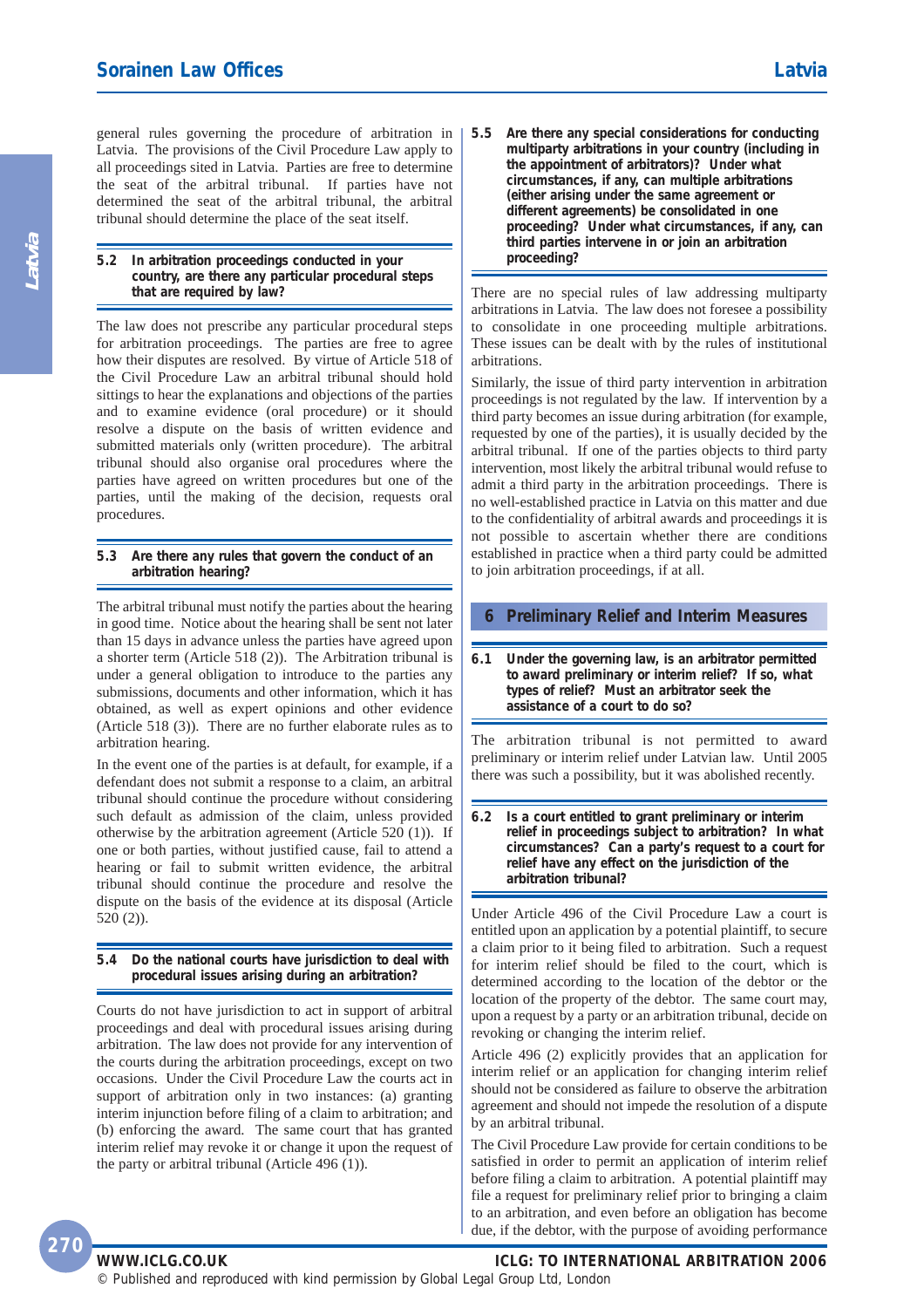general rules governing the procedure of arbitration in Latvia. The provisions of the Civil Procedure Law apply to all proceedings sited in Latvia. Parties are free to determine the seat of the arbitral tribunal. If parties have not determined the seat of the arbitral tribunal, the arbitral tribunal should determine the place of the seat itself.

**5.2 In arbitration proceedings conducted in your country, are there any particular procedural steps that are required by law?**

The law does not prescribe any particular procedural steps for arbitration proceedings. The parties are free to agree how their disputes are resolved. By virtue of Article 518 of the Civil Procedure Law an arbitral tribunal should hold sittings to hear the explanations and objections of the parties and to examine evidence (oral procedure) or it should resolve a dispute on the basis of written evidence and submitted materials only (written procedure). The arbitral tribunal should also organise oral procedures where the parties have agreed on written procedures but one of the parties, until the making of the decision, requests oral procedures.

**5.3 Are there any rules that govern the conduct of an arbitration hearing?**

The arbitral tribunal must notify the parties about the hearing in good time. Notice about the hearing shall be sent not later than 15 days in advance unless the parties have agreed upon a shorter term (Article 518 (2)). The Arbitration tribunal is under a general obligation to introduce to the parties any submissions, documents and other information, which it has obtained, as well as expert opinions and other evidence (Article 518 (3)). There are no further elaborate rules as to arbitration hearing.

In the event one of the parties is at default, for example, if a defendant does not submit a response to a claim, an arbitral tribunal should continue the procedure without considering such default as admission of the claim, unless provided otherwise by the arbitration agreement (Article 520 (1)). If one or both parties, without justified cause, fail to attend a hearing or fail to submit written evidence, the arbitral tribunal should continue the procedure and resolve the dispute on the basis of the evidence at its disposal (Article 520 (2)).

**5.4 Do the national courts have jurisdiction to deal with procedural issues arising during an arbitration?**

Courts do not have jurisdiction to act in support of arbitral proceedings and deal with procedural issues arising during arbitration. The law does not provide for any intervention of the courts during the arbitration proceedings, except on two occasions. Under the Civil Procedure Law the courts act in support of arbitration only in two instances: (a) granting interim injunction before filing of a claim to arbitration; and (b) enforcing the award. The same court that has granted interim relief may revoke it or change it upon the request of the party or arbitral tribunal (Article 496 (1)).

**5.5 Are there any special considerations for conducting multiparty arbitrations in your country (including in the appointment of arbitrators)? Under what circumstances, if any, can multiple arbitrations (either arising under the same agreement or different agreements) be consolidated in one proceeding? Under what circumstances, if any, can third parties intervene in or join an arbitration proceeding?**

There are no special rules of law addressing multiparty arbitrations in Latvia. The law does not foresee a possibility to consolidate in one proceeding multiple arbitrations. These issues can be dealt with by the rules of institutional arbitrations.

Similarly, the issue of third party intervention in arbitration proceedings is not regulated by the law. If intervention by a third party becomes an issue during arbitration (for example, requested by one of the parties), it is usually decided by the arbitral tribunal. If one of the parties objects to third party intervention, most likely the arbitral tribunal would refuse to admit a third party in the arbitration proceedings. There is no well-established practice in Latvia on this matter and due to the confidentiality of arbitral awards and proceedings it is not possible to ascertain whether there are conditions established in practice when a third party could be admitted to join arbitration proceedings, if at all.

## 6 Preliminary Relief and Interim Measures

**6.1 Under the governing law, is an arbitrator permitted to award preliminary or interim relief? If so, what types of relief? Must an arbitrator seek the assistance of a court to do so?**

The arbitration tribunal is not permitted to award preliminary or interim relief under Latvian law. Until 2005 there was such a possibility, but it was abolished recently.

**6.2 Is a court entitled to grant preliminary or interim relief in proceedings subject to arbitration? In what circumstances? Can a party's request to a court for relief have any effect on the jurisdiction of the arbitration tribunal?**

Under Article 496 of the Civil Procedure Law a court is entitled upon an application by a potential plaintiff, to secure a claim prior to it being filed to arbitration. Such a request for interim relief should be filed to the court, which is determined according to the location of the debtor or the location of the property of the debtor. The same court may, upon a request by a party or an arbitration tribunal, decide on revoking or changing the interim relief.

Article 496 (2) explicitly provides that an application for interim relief or an application for changing interim relief should not be considered as failure to observe the arbitration agreement and should not impede the resolution of a dispute by an arbitral tribunal.

The Civil Procedure Law provide for certain conditions to be satisfied in order to permit an application of interim relief before filing a claim to arbitration. A potential plaintiff may file a request for preliminary relief prior to bringing a claim to an arbitration, and even before an obligation has become due, if the debtor, with the purpose of avoiding performance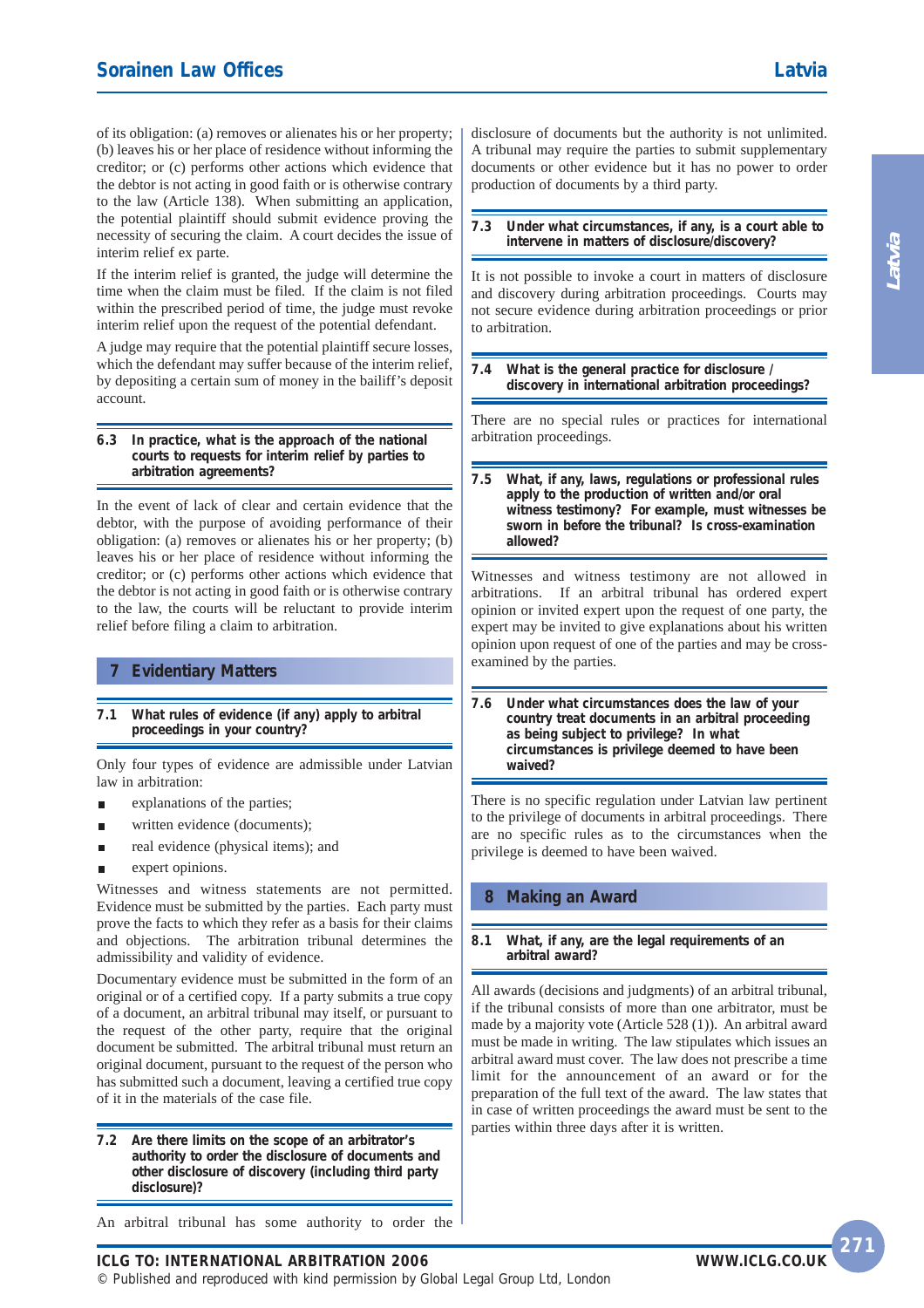of its obligation: (a) removes or alienates his or her property; (b) leaves his or her place of residence without informing the creditor; or (c) performs other actions which evidence that the debtor is not acting in good faith or is otherwise contrary to the law (Article 138). When submitting an application, the potential plaintiff should submit evidence proving the necessity of securing the claim. A court decides the issue of interim relief ex parte.

If the interim relief is granted, the judge will determine the time when the claim must be filed. If the claim is not filed within the prescribed period of time, the judge must revoke interim relief upon the request of the potential defendant.

A judge may require that the potential plaintiff secure losses, which the defendant may suffer because of the interim relief, by depositing a certain sum of money in the bailiff's deposit account.

### 6.3 In practice, what is the approach of the national courts to requests for interim relief by parties to arbitration agreements?

In the event of lack of clear and certain evidence that the debtor, with the purpose of avoiding performance of their obligation: (a) removes or alienates his or her property; (b) leaves his or her place of residence without informing the creditor; or (c) performs other actions which evidence that the debtor is not acting in good faith or is otherwise contrary to the law, the courts will be reluctant to provide interim relief before filing a claim to arbitration.

## 7 Evidentiary Matters

### 7.1 What rules of evidence (if any) apply to arbitral proceedings in your country?

Only four types of evidence are admissible under Latvian law in arbitration:

- explanations of the parties;
- written evidence (documents);
- real evidence (physical items); and
- expert opinions.

Witnesses and witness statements are not permitted. Evidence must be submitted by the parties. Each party must prove the facts to which they refer as a basis for their claims and objections. The arbitration tribunal determines the admissibility and validity of evidence.

Documentary evidence must be submitted in the form of an original or of a certified copy. If a party submits a true copy of a document, an arbitral tribunal may itself, or pursuant to the request of the other party, require that the original document be submitted. The arbitral tribunal must return an original document, pursuant to the request of the person who has submitted such a document, leaving a certified true copy of it in the materials of the case file.

### 7.2 Are there limits on the scope of an arbitrator's authority to order the disclosure of documents and other disclosure of discovery (including third party disclosure)?

An arbitral tribunal has some authority to order the disclosure of documents but the authority is not unlimited. A tribunal may require the parties to submit supplementary documents or other evidence but it has no power to order production of documents by a third party.

### 7.3 Under what circumstances, if any, is a court able to intervene in matters of disclosure/discovery?

It is not possible to invoke a court in matters of disclosure and discovery during arbitration proceedings. Courts may not secure evidence during arbitration proceedings or prior to arbitration.

### 7.4 What is the general practice for disclosure / discovery in international arbitration proceedings?

There are no special rules or practices for international arbitration proceedings.

### 7.5 What, if any, laws, regulations or professional rules apply to the production of written and/or oral witness testimony? For example, must witnesses be sworn in before the tribunal? Is cross-examination allowed?

Witnesses and witness testimony are not allowed in arbitrations. If an arbitral tribunal has ordered expert opinion or invited expert upon the request of one party, the expert may be invited to give explanations about his written opinion upon request of one of the parties and may be cross-examined by the parties.

### 7.6 Under what circumstances does the law of your country treat documents in an arbitral proceeding as being subject to privilege? In what circumstances is privilege deemed to have been waived?

There is no specific regulation under Latvian law pertinent to the privilege of documents in arbitral proceedings. There are no specific rules as to the circumstances when the privilege is deemed to have been waived.

## 8 Making an Award

### 8.1 What, if any, are the legal requirements of an arbitral award?

All awards (decisions and judgments) of an arbitral tribunal, if the tribunal consists of more than one arbitrator, must be made by a majority vote (Article 528 (1)). An arbitral award must be made in writing. The law stipulates which issues an arbitral award must cover. The law does not prescribe a time limit for the announcement of an award or for the preparation of the full text of the award. The law states that in case of written proceedings the award must be sent to the parties within three days after it is written.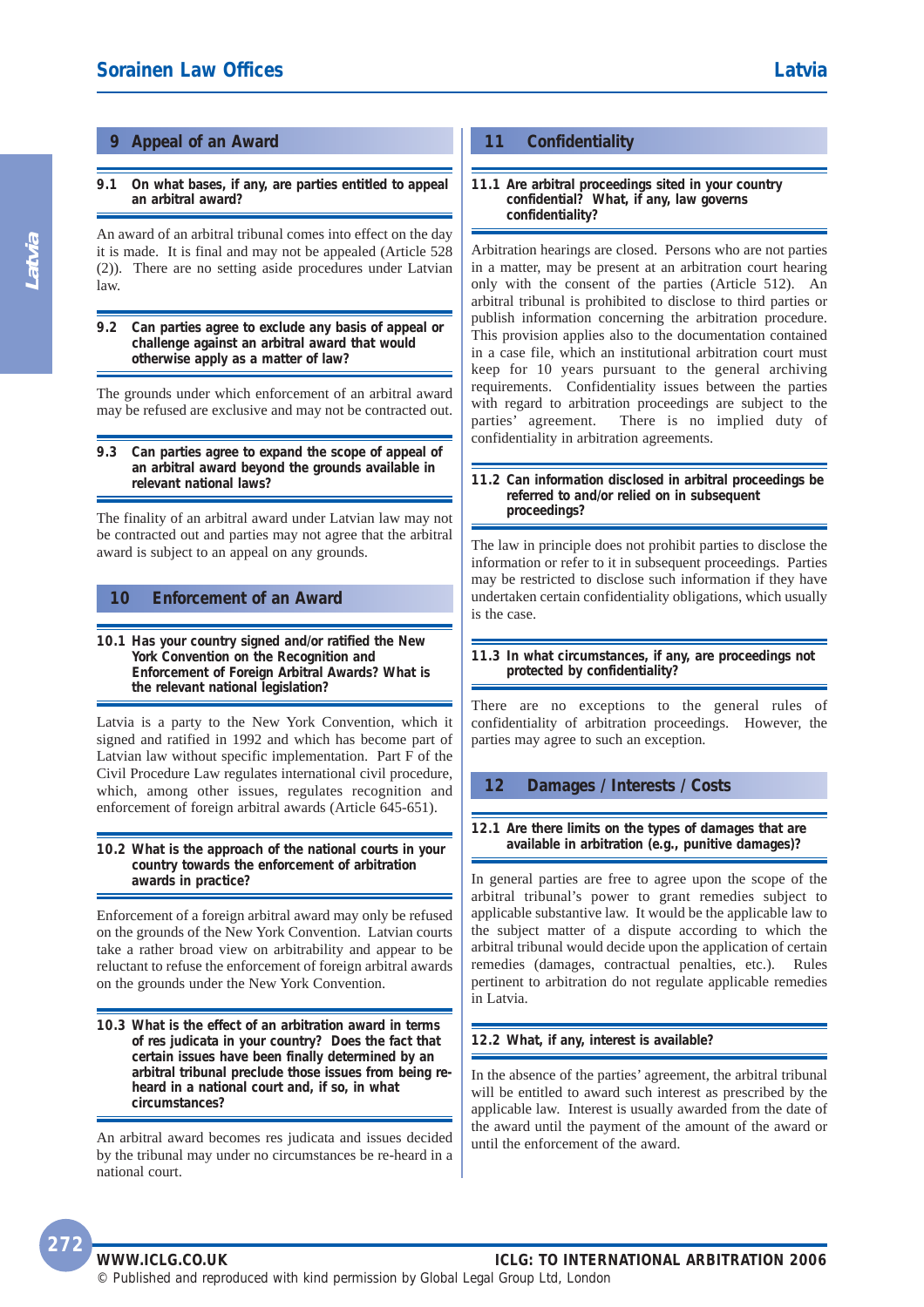## 9 Appeal of an Award

### 9.1 On what bases, if any, are parties entitled to appeal an arbitral award?

An award of an arbitral tribunal comes into effect on the day it is made. It is final and may not be appealed (Article 528 (2)). There are no setting aside procedures under Latvian law.

### 9.2 Can parties agree to exclude any basis of appeal or challenge against an arbitral award that would otherwise apply as a matter of law?

The grounds under which enforcement of an arbitral award may be refused are exclusive and may not be contracted out.

### 9.3 Can parties agree to expand the scope of appeal of an arbitral award beyond the grounds available in relevant national laws?

The finality of an arbitral award under Latvian law may not be contracted out and parties may not agree that the arbitral award is subject to an appeal on any grounds.

## 10 Enforcement of an Award

### 10.1 Has your country signed and/or ratified the New York Convention on the Recognition and Enforcement of Foreign Arbitral Awards? What is the relevant national legislation?

Latvia is a party to the New York Convention, which it signed and ratified in 1992 and which has become part of Latvian law without specific implementation. Part F of the Civil Procedure Law regulates international civil procedure, which, among other issues, regulates recognition and enforcement of foreign arbitral awards (Article 645-651).

### 10.2 What is the approach of the national courts in your country towards the enforcement of arbitration awards in practice?

Enforcement of a foreign arbitral award may only be refused on the grounds of the New York Convention. Latvian courts take a rather broad view on arbitrability and appear to be reluctant to refuse the enforcement of foreign arbitral awards on the grounds under the New York Convention.

### 10.3 What is the effect of an arbitration award in terms of res judicata in your country? Does the fact that certain issues have been finally determined by an arbitral tribunal preclude those issues from being re-heard in a national court and, if so, in what circumstances?

An arbitral award becomes res judicata and issues decided by the tribunal may under no circumstances be re-heard in a national court.

## 11 Confidentiality

### 11.1 Are arbitral proceedings sited in your country confidential? What, if any, law governs confidentiality?

Arbitration hearings are closed. Persons who are not parties in a matter, may be present at an arbitration court hearing only with the consent of the parties (Article 512). An arbitral tribunal is prohibited to disclose to third parties or publish information concerning the arbitration procedure. This provision applies also to the documentation contained in a case file, which an institutional arbitration court must keep for 10 years pursuant to the general archiving requirements. Confidentiality issues between the parties with regard to arbitration proceedings are subject to the parties' agreement. There is no implied duty of confidentiality in arbitration agreements.

### 11.2 Can information disclosed in arbitral proceedings be referred to and/or relied on in subsequent proceedings?

The law in principle does not prohibit parties to disclose the information or refer to it in subsequent proceedings. Parties may be restricted to disclose such information if they have undertaken certain confidentiality obligations, which usually is the case.

### 11.3 In what circumstances, if any, are proceedings not protected by confidentiality?

There are no exceptions to the general rules of confidentiality of arbitration proceedings. However, the parties may agree to such an exception.

## 12 Damages / Interests / Costs

### 12.1 Are there limits on the types of damages that are available in arbitration (e.g., punitive damages)?

In general parties are free to agree upon the scope of the arbitral tribunal's power to grant remedies subject to applicable substantive law. It would be the applicable law to the subject matter of a dispute according to which the arbitral tribunal would decide upon the application of certain remedies (damages, contractual penalties, etc.). Rules pertinent to arbitration do not regulate applicable remedies in Latvia.

### 12.2 What, if any, interest is available?

In the absence of the parties' agreement, the arbitral tribunal will be entitled to award such interest as prescribed by the applicable law. Interest is usually awarded from the date of the award until the payment of the amount of the award or until the enforcement of the award.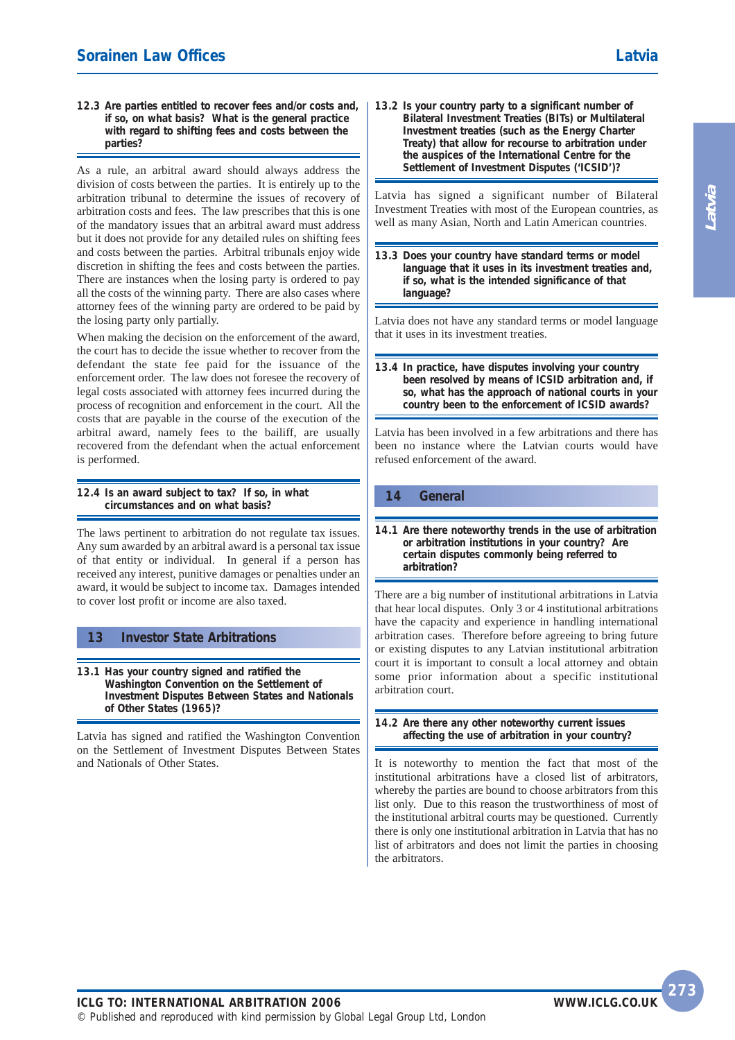### 12.3 Are parties entitled to recover fees and/or costs and, if so, on what basis? What is the general practice with regard to shifting fees and costs between the parties?

As a rule, an arbitral award should always address the division of costs between the parties. It is entirely up to the arbitration tribunal to determine the issues of recovery of arbitration costs and fees. The law prescribes that this is one of the mandatory issues that an arbitral award must address but it does not provide for any detailed rules on shifting fees and costs between the parties. Arbitral tribunals enjoy wide discretion in shifting the fees and costs between the parties. There are instances when the losing party is ordered to pay all the costs of the winning party. There are also cases where attorney fees of the winning party are ordered to be paid by the losing party only partially.

When making the decision on the enforcement of the award, the court has to decide the issue whether to recover from the defendant the state fee paid for the issuance of the enforcement order. The law does not foresee the recovery of legal costs associated with attorney fees incurred during the process of recognition and enforcement in the court. All the costs that are payable in the course of the execution of the arbitral award, namely fees to the bailiff, are usually recovered from the defendant when the actual enforcement is performed.

### 12.4 Is an award subject to tax? If so, in what circumstances and on what basis?

The laws pertinent to arbitration do not regulate tax issues. Any sum awarded by an arbitral award is a personal tax issue of that entity or individual. In general if a person has received any interest, punitive damages or penalties under an award, it would be subject to income tax. Damages intended to cover lost profit or income are also taxed.

## 13 Investor State Arbitrations

### 13.1 Has your country signed and ratified the Washington Convention on the Settlement of Investment Disputes Between States and Nationals of Other States (1965)?

Latvia has signed and ratified the Washington Convention on the Settlement of Investment Disputes Between States and Nationals of Other States.

### 13.2 Is your country party to a significant number of Bilateral Investment Treaties (BITs) or Multilateral Investment treaties (such as the Energy Charter Treaty) that allow for recourse to arbitration under the auspices of the International Centre for the Settlement of Investment Disputes ('ICSID')?

Latvia has signed a significant number of Bilateral Investment Treaties with most of the European countries, as well as many Asian, North and Latin American countries.

### 13.3 Does your country have standard terms or model language that it uses in its investment treaties and, if so, what is the intended significance of that language?

Latvia does not have any standard terms or model language that it uses in its investment treaties.

### 13.4 In practice, have disputes involving your country been resolved by means of ICSID arbitration and, if so, what has the approach of national courts in your country been to the enforcement of ICSID awards?

Latvia has been involved in a few arbitrations and there has been no instance where the Latvian courts would have refused enforcement of the award.

## 14 General

### 14.1 Are there noteworthy trends in the use of arbitration or arbitration institutions in your country? Are certain disputes commonly being referred to arbitration?

There are a big number of institutional arbitrations in Latvia that hear local disputes. Only 3 or 4 institutional arbitrations have the capacity and experience in handling international arbitration cases. Therefore before agreeing to bring future or existing disputes to any Latvian institutional arbitration court it is important to consult a local attorney and obtain some prior information about a specific institutional arbitration court.

### 14.2 Are there any other noteworthy current issues affecting the use of arbitration in your country?

It is noteworthy to mention the fact that most of the institutional arbitrations have a closed list of arbitrators, whereby the parties are bound to choose arbitrators from this list only. Due to this reason the trustworthiness of most of the institutional arbitral courts may be questioned. Currently there is only one institutional arbitration in Latvia that has no list of arbitrators and does not limit the parties in choosing the arbitrators.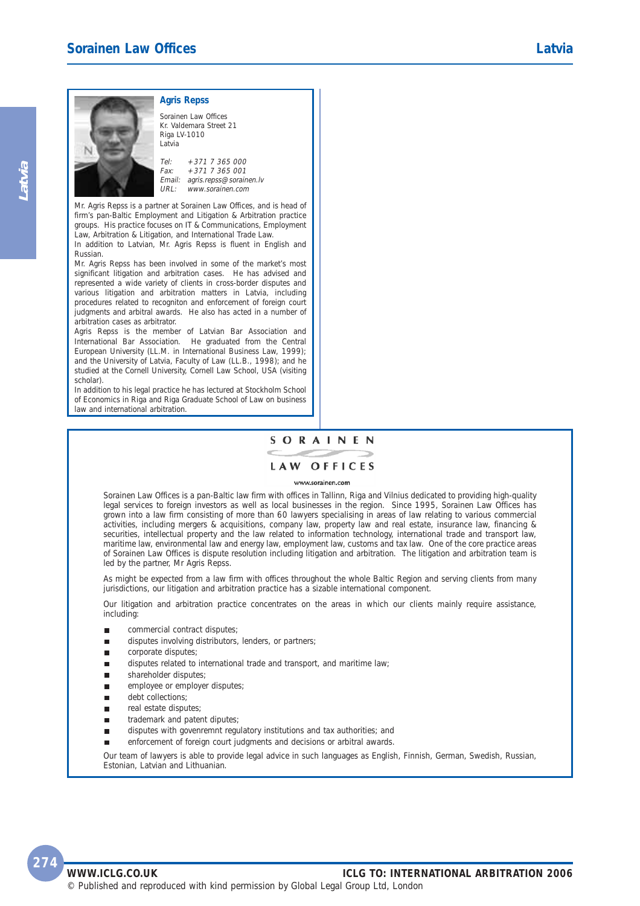## Agris Repss

Sorainen Law Offices
Kr. Valdemara Street 21
Riga LV-1010
Latvia

*Tel: +371 7 365 000*
*Fax: +371 7 365 001*
*Email: agris.repss@sorainen.lv*
*URL: www.sorainen.com*

Mr. Agris Repss is a partner at Sorainen Law Offices, and is head of firm's pan-Baltic Employment and Litigation & Arbitration practice groups. His practice focuses on IT & Communications, Employment Law, Arbitration & Litigation, and International Trade Law.

In addition to Latvian, Mr. Agris Repss is fluent in English and Russian.

Mr. Agris Repss has been involved in some of the market's most significant litigation and arbitration cases. He has advised and represented a wide variety of clients in cross-border disputes and various litigation and arbitration matters in Latvia, including procedures related to recogniton and enforcement of foreign court judgments and arbitral awards. He also has acted in a number of arbitration cases as arbitrator.

Agris Repss is the member of Latvian Bar Association and International Bar Association. He graduated from the Central European University (LL.M. in International Business Law, 1999); and the University of Latvia, Faculty of Law (LL.B., 1998); and he studied at the Cornell University, Cornell Law School, USA (visiting scholar).

In addition to his legal practice he has lectured at Stockholm School of Economics in Riga and Riga Graduate School of Law on business law and international arbitration.

SORAINEN
LAW OFFICES
www.sorainen.com

Sorainen Law Offices is a pan-Baltic law firm with offices in Tallinn, Riga and Vilnius dedicated to providing high-quality legal services to foreign investors as well as local businesses in the region. Since 1995, Sorainen Law Offices has grown into a law firm consisting of more than 60 lawyers specialising in areas of law relating to various commercial activities, including mergers & acquisitions, company law, property law and real estate, insurance law, financing & securities, intellectual property and the law related to information technology, international trade and transport law, maritime law, environmental law and energy law, employment law, customs and tax law. One of the core practice areas of Sorainen Law Offices is dispute resolution including litigation and arbitration. The litigation and arbitration team is led by the partner, Mr Agris Repss.

As might be expected from a law firm with offices throughout the whole Baltic Region and serving clients from many jurisdictions, our litigation and arbitration practice has a sizable international component.

Our litigation and arbitration practice concentrates on the areas in which our clients mainly require assistance, including:

- commercial contract disputes;
- disputes involving distributors, lenders, or partners;
- corporate disputes;
- disputes related to international trade and transport, and maritime law;
- shareholder disputes;
- employee or employer disputes;
- debt collections;
- real estate disputes;
- trademark and patent dipustes;
- disputes with govenremnt regulatory institutions and tax authorities; and
- enforcement of foreign court judgments and decisions or arbital awards.

Our team of lawyers is able to provide legal advice in such languages as English, Finnish, German, Swedish, Russian, Estonian, Latvian and Lithuanian.

© Published and reproduced with kind permission by Global Legal Group Ltd, London